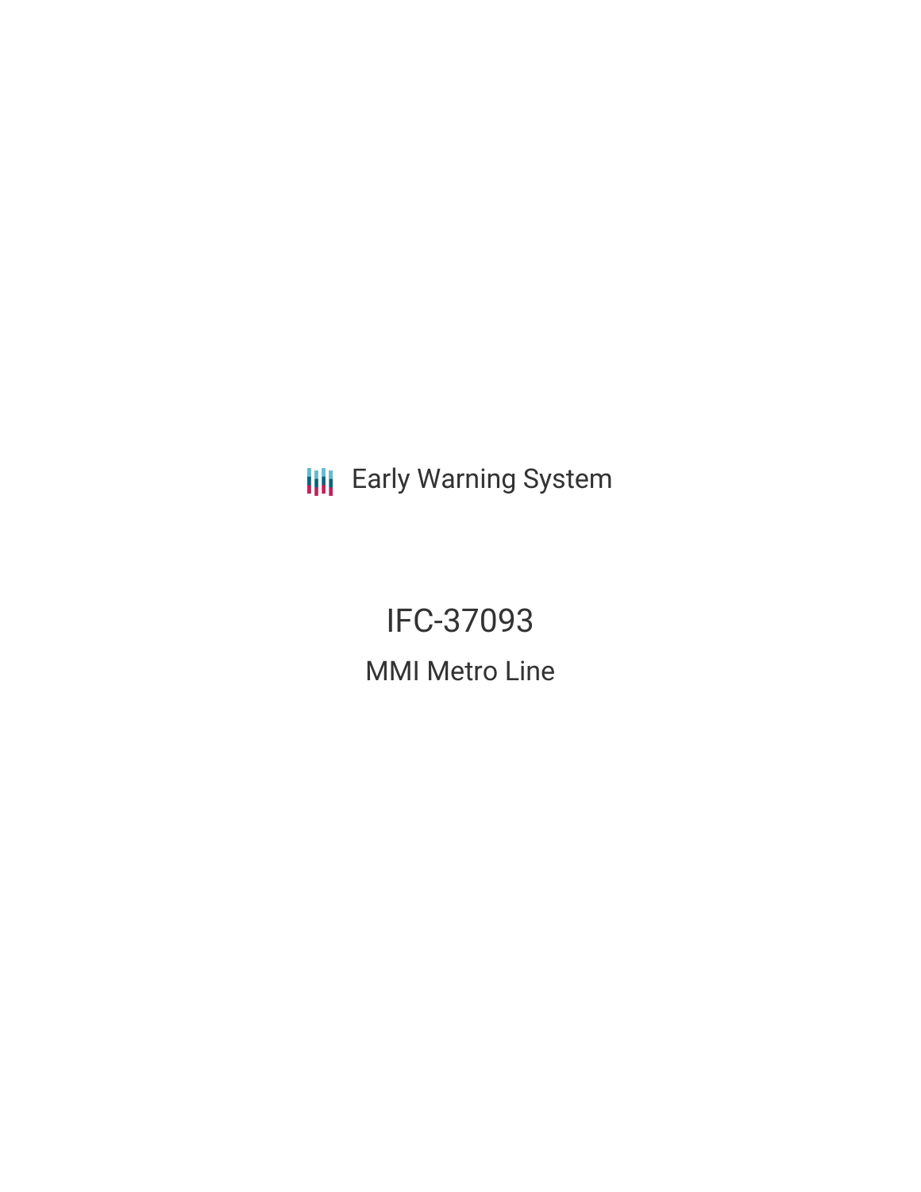Early Warning System

# IFC-37093

## MMI Metro Line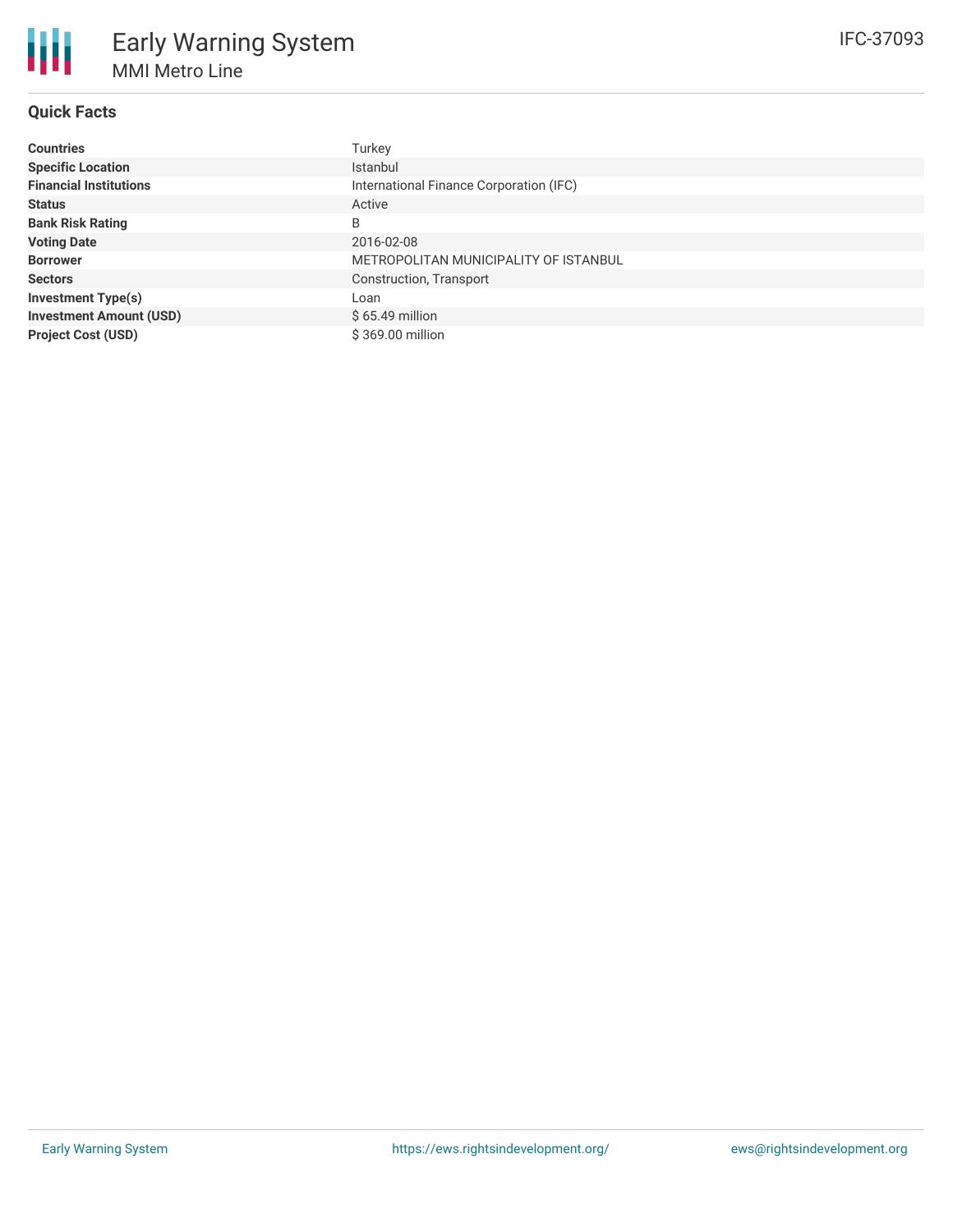# Early Warning System

## MMI Metro Line

IFC-37093

### Quick Facts

| | |
|---|---|
| **Countries** | Turkey |
| **Specific Location** | Istanbul |
| **Financial Institutions** | International Finance Corporation (IFC) |
| **Status** | Active |
| **Bank Risk Rating** | B |
| **Voting Date** | 2016-02-08 |
| **Borrower** | METROPOLITAN MUNICIPALITY OF ISTANBUL |
| **Sectors** | Construction, Transport |
| **Investment Type(s)** | Loan |
| **Investment Amount (USD)** | $ 65.49 million |
| **Project Cost (USD)** | $ 369.00 million |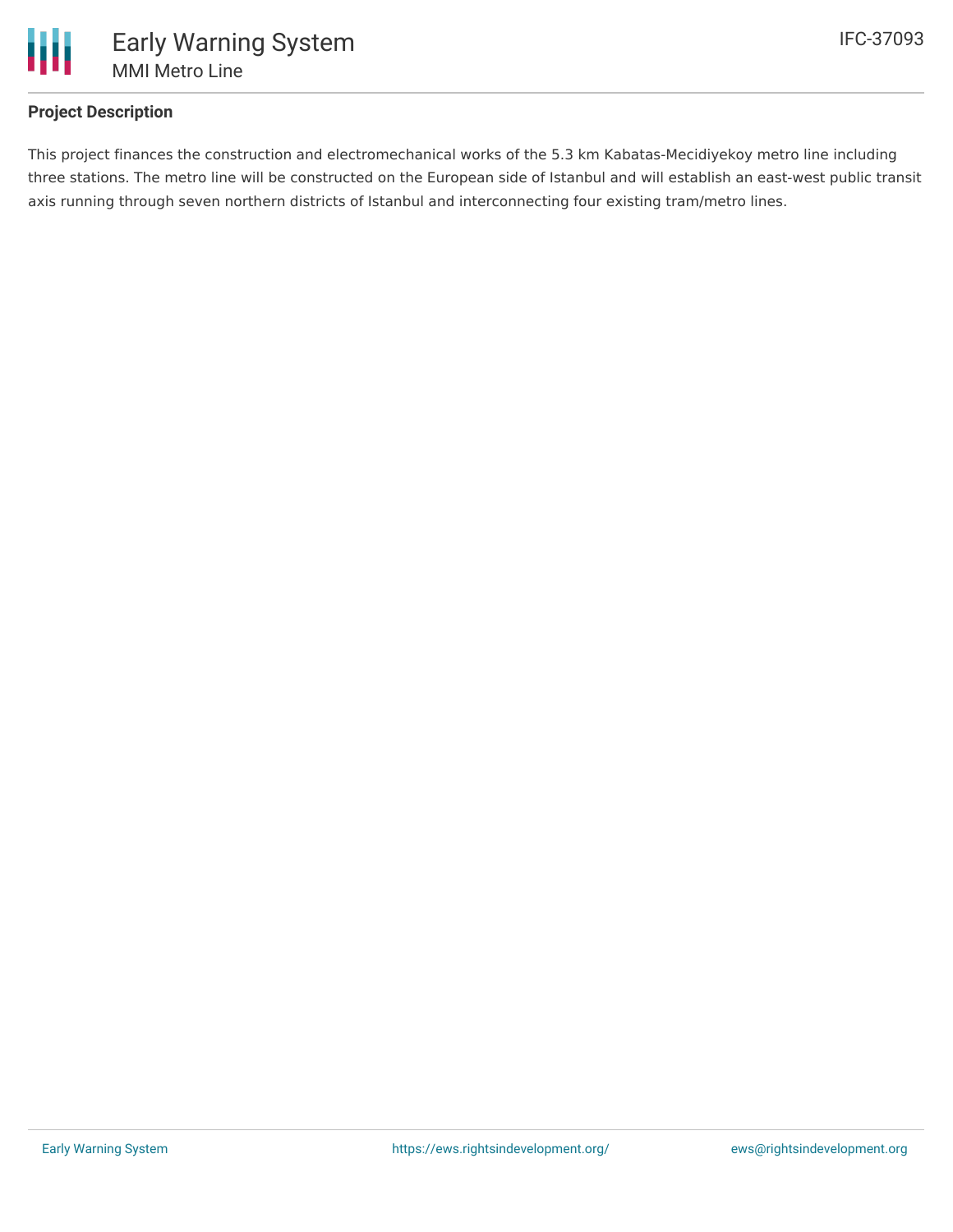## Project Description

This project finances the construction and electromechanical works of the 5.3 km Kabatas-Mecidiyekoy metro line including three stations. The metro line will be constructed on the European side of Istanbul and will establish an east-west public transit axis running through seven northern districts of Istanbul and interconnecting four existing tram/metro lines.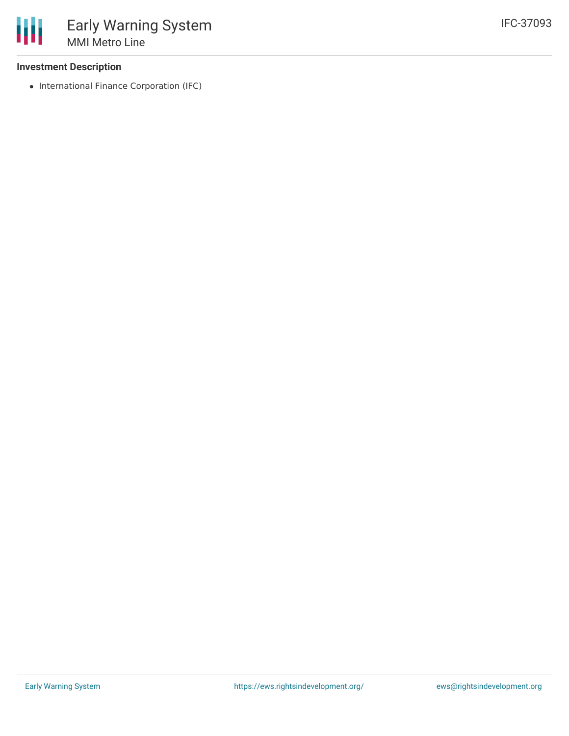### Investment Description

- International Finance Corporation (IFC)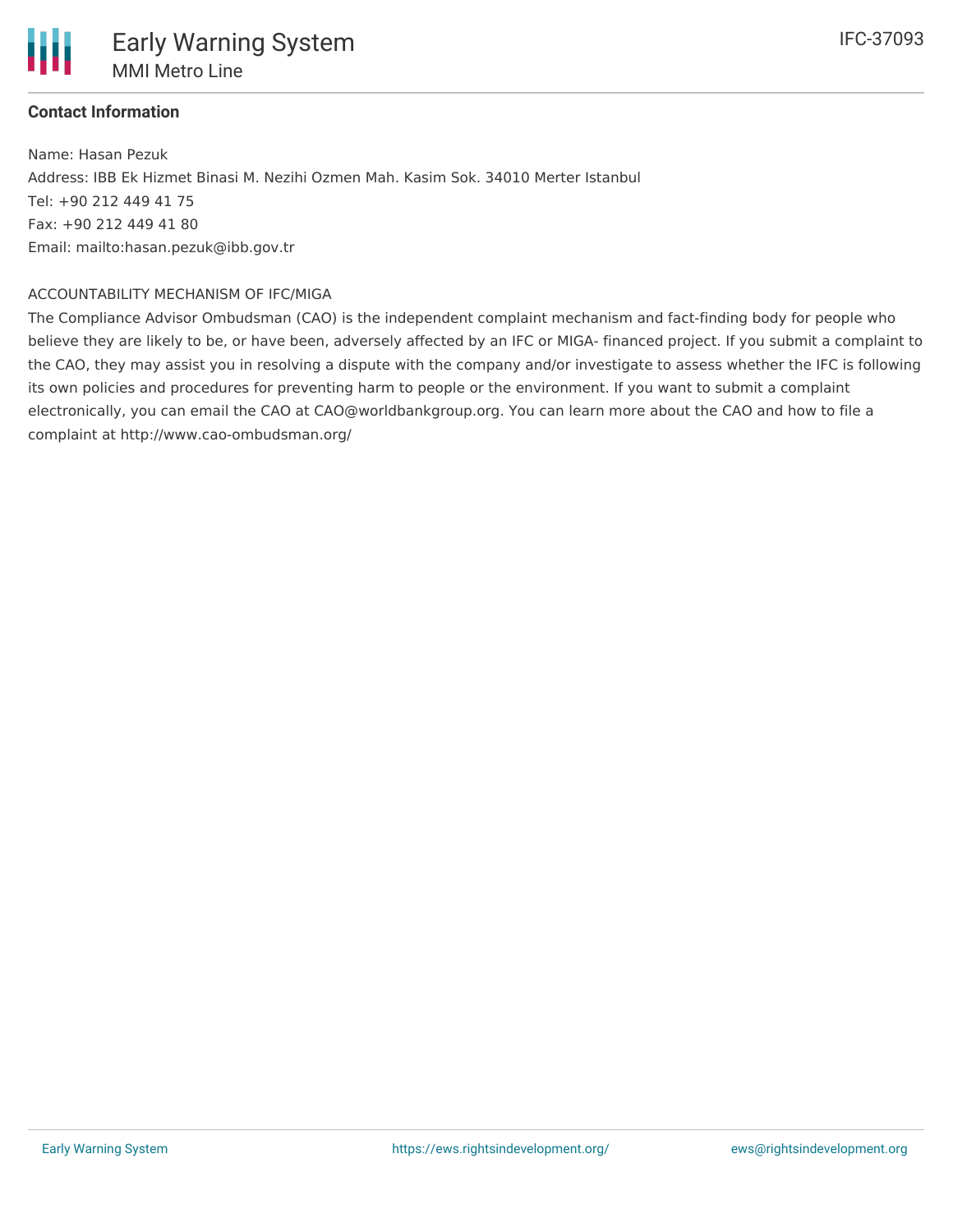**Contact Information**

Name: Hasan Pezuk
Address: IBB Ek Hizmet Binasi M. Nezihi Ozmen Mah. Kasim Sok. 34010 Merter Istanbul
Tel: +90 212 449 41 75
Fax: +90 212 449 41 80
Email: mailto:hasan.pezuk@ibb.gov.tr

ACCOUNTABILITY MECHANISM OF IFC/MIGA

The Compliance Advisor Ombudsman (CAO) is the independent complaint mechanism and fact-finding body for people who believe they are likely to be, or have been, adversely affected by an IFC or MIGA- financed project. If you submit a complaint to the CAO, they may assist you in resolving a dispute with the company and/or investigate to assess whether the IFC is following its own policies and procedures for preventing harm to people or the environment. If you want to submit a complaint electronically, you can email the CAO at CAO@worldbankgroup.org. You can learn more about the CAO and how to file a complaint at http://www.cao-ombudsman.org/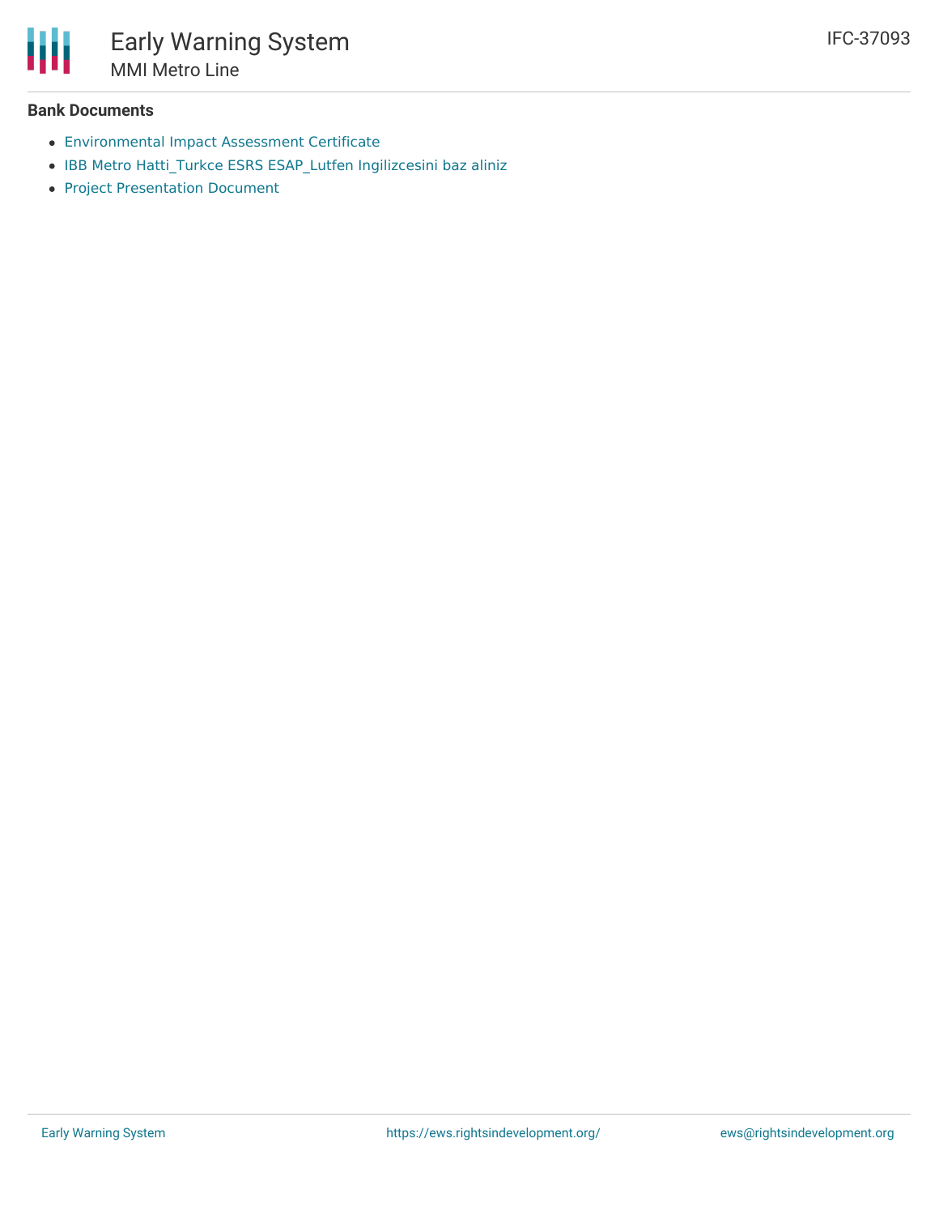**Bank Documents**

- Environmental Impact Assessment Certificate
- IBB Metro Hatti_Turkce ESRS ESAP_Lutfen Ingilizcesini baz aliniz
- Project Presentation Document